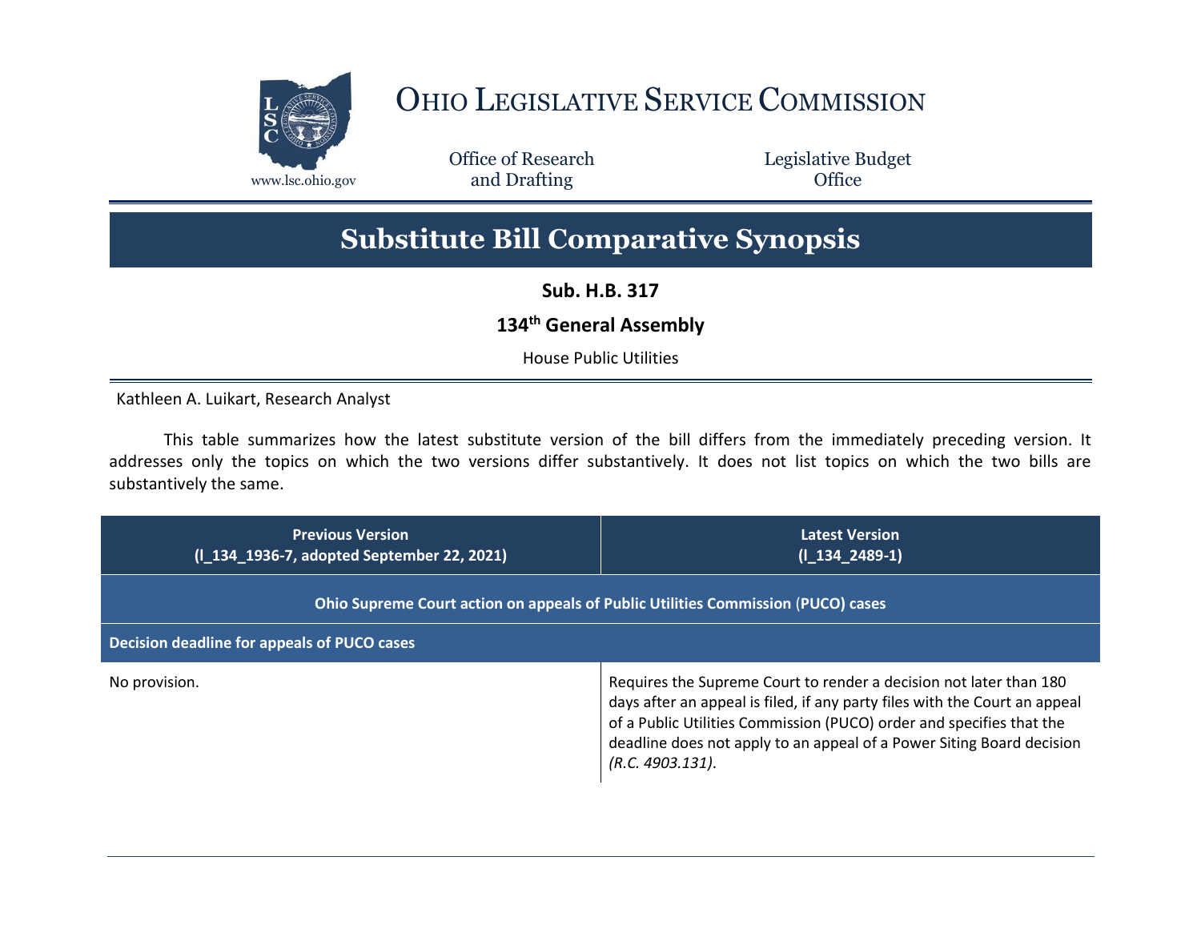# Ohio Legislative Service Commission

www.lsc.ohio.gov

Office of Research and Drafting

Legislative Budget Office

## Substitute Bill Comparative Synopsis

**Sub. H.B. 317**

**134th General Assembly**

House Public Utilities

Kathleen A. Luikart, Research Analyst

This table summarizes how the latest substitute version of the bill differs from the immediately preceding version. It addresses only the topics on which the two versions differ substantively. It does not list topics on which the two bills are substantively the same.

| Previous Version (I_134_1936-7, adopted September 22, 2021) | Latest Version (I_134_2489-1) |
|---|---|
| **Ohio Supreme Court action on appeals of Public Utilities Commission (PUCO) cases** | |
| **Decision deadline for appeals of PUCO cases** | |
| No provision. | Requires the Supreme Court to render a decision not later than 180 days after an appeal is filed, if any party files with the Court an appeal of a Public Utilities Commission (PUCO) order and specifies that the deadline does not apply to an appeal of a Power Siting Board decision *(R.C. 4903.131)*. |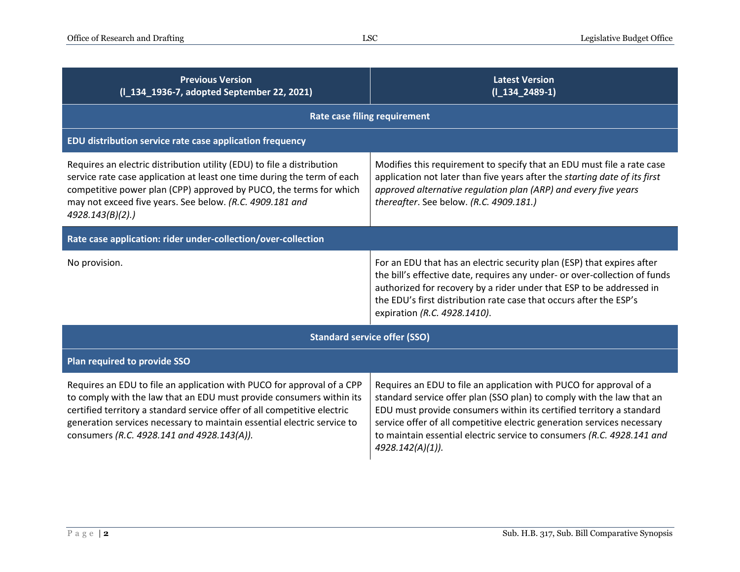| Previous Version (l_134_1936-7, adopted September 22, 2021) | Latest Version (l_134_2489-1) |
|---|---|
| **Rate case filing requirement** | |
| **EDU distribution service rate case application frequency** | |
| Requires an electric distribution utility (EDU) to file a distribution service rate case application at least one time during the term of each competitive power plan (CPP) approved by PUCO, the terms for which may not exceed five years. See below. *(R.C. 4909.181 and 4928.143(B)(2).)* | Modifies this requirement to specify that an EDU must file a rate case application not later than five years after the *starting date of its first approved alternative regulation plan (ARP) and every five years thereafter*. See below. *(R.C. 4909.181.)* |
| **Rate case application: rider under-collection/over-collection** | |
| No provision. | For an EDU that has an electric security plan (ESP) that expires after the bill's effective date, requires any under- or over-collection of funds authorized for recovery by a rider under that ESP to be addressed in the EDU's first distribution rate case that occurs after the ESP's expiration *(R.C. 4928.1410)*. |
| **Standard service offer (SSO)** | |
| **Plan required to provide SSO** | |
| Requires an EDU to file an application with PUCO for approval of a CPP to comply with the law that an EDU must provide consumers within its certified territory a standard service offer of all competitive electric generation services necessary to maintain essential electric service to consumers *(R.C. 4928.141 and 4928.143(A))*. | Requires an EDU to file an application with PUCO for approval of a standard service offer plan (SSO plan) to comply with the law that an EDU must provide consumers within its certified territory a standard service offer of all competitive electric generation services necessary to maintain essential electric service to consumers *(R.C. 4928.141 and 4928.142(A)(1))*. |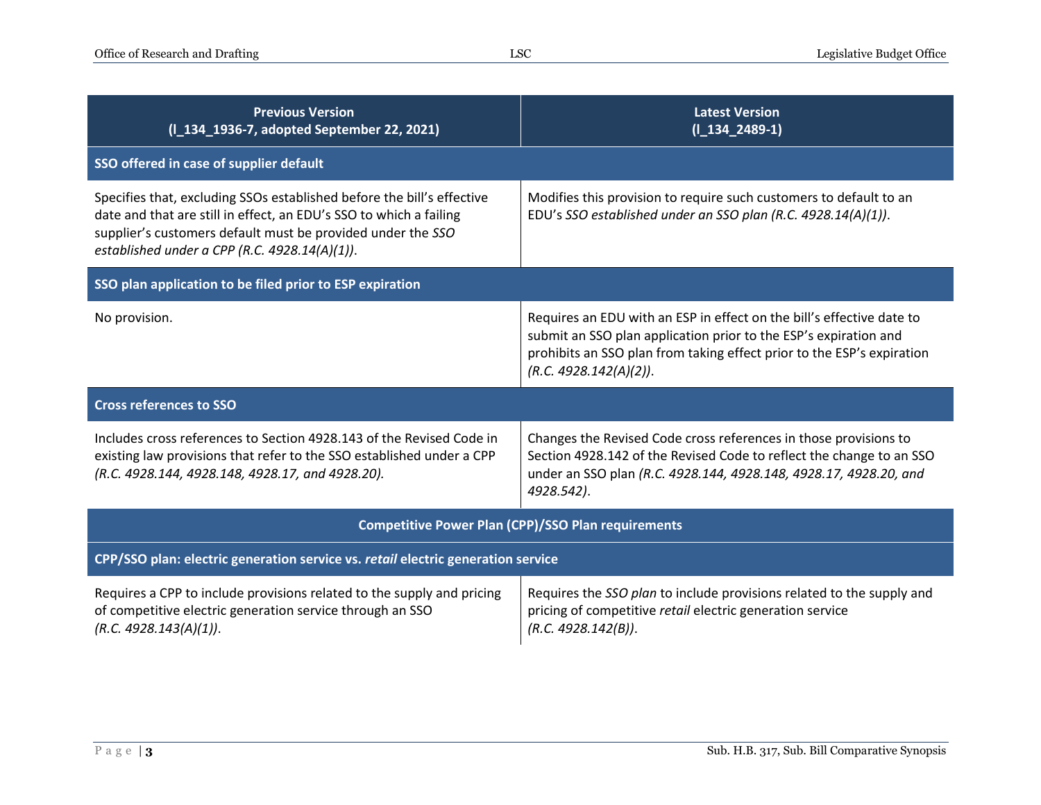| Previous Version (l_134_1936-7, adopted September 22, 2021) | Latest Version (l_134_2489-1) |
|---|---|
| **SSO offered in case of supplier default** | |
| Specifies that, excluding SSOs established before the bill's effective date and that are still in effect, an EDU's SSO to which a failing supplier's customers default must be provided under the *SSO established under a CPP (R.C. 4928.14(A)(1))*. | Modifies this provision to require such customers to default to an EDU's *SSO established under an SSO plan (R.C. 4928.14(A)(1))*. |
| **SSO plan application to be filed prior to ESP expiration** | |
| No provision. | Requires an EDU with an ESP in effect on the bill's effective date to submit an SSO plan application prior to the ESP's expiration and prohibits an SSO plan from taking effect prior to the ESP's expiration *(R.C. 4928.142(A)(2))*. |
| **Cross references to SSO** | |
| Includes cross references to Section 4928.143 of the Revised Code in existing law provisions that refer to the SSO established under a CPP *(R.C. 4928.144, 4928.148, 4928.17, and 4928.20).* | Changes the Revised Code cross references in those provisions to Section 4928.142 of the Revised Code to reflect the change to an SSO under an SSO plan *(R.C. 4928.144, 4928.148, 4928.17, 4928.20, and 4928.542)*. |
| **Competitive Power Plan (CPP)/SSO Plan requirements** | |
| **CPP/SSO plan: electric generation service vs. *retail* electric generation service** | |
| Requires a CPP to include provisions related to the supply and pricing of competitive electric generation service through an SSO *(R.C. 4928.143(A)(1))*. | Requires the *SSO plan* to include provisions related to the supply and pricing of competitive *retail* electric generation service *(R.C. 4928.142(B))*. |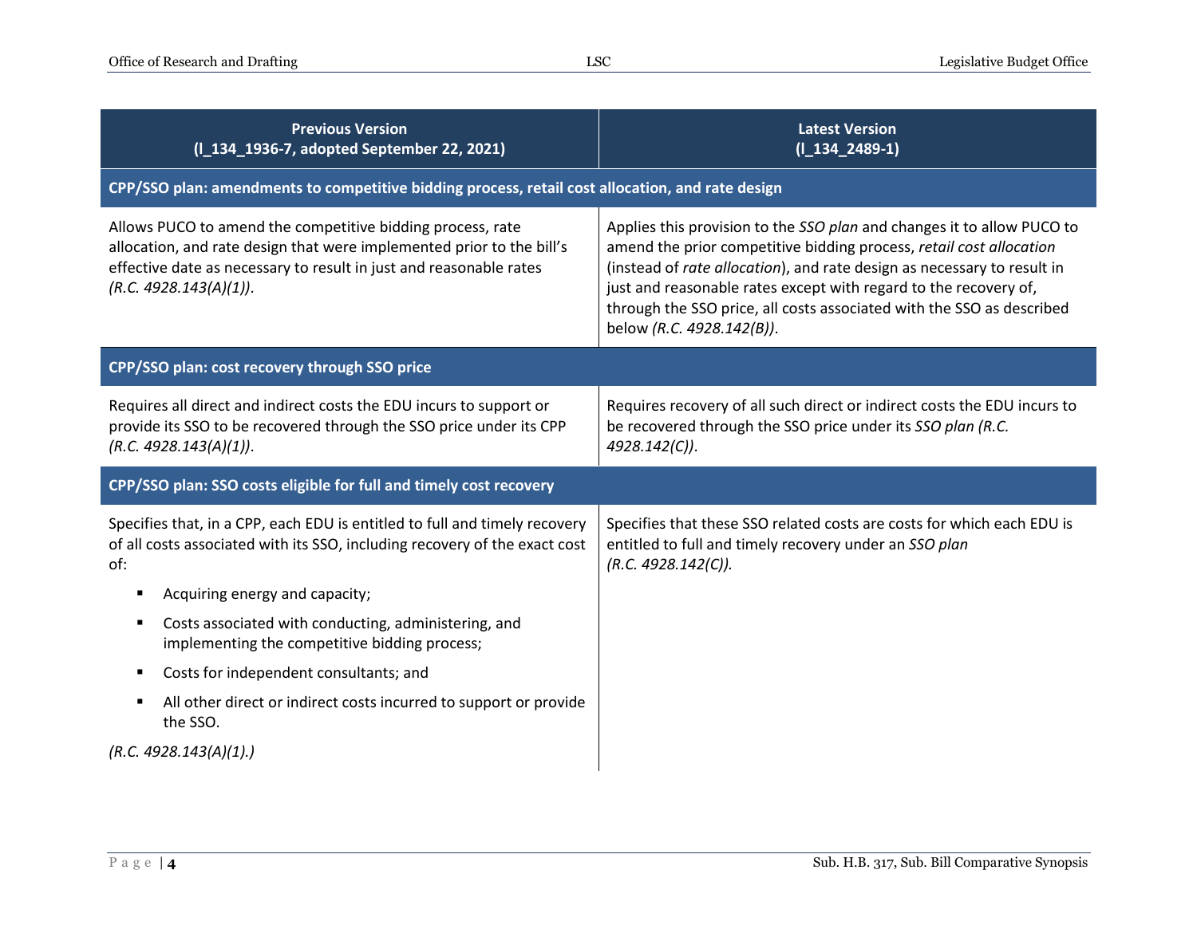| Previous Version (l_134_1936-7, adopted September 22, 2021) | Latest Version (l_134_2489-1) |
|---|---|
| **CPP/SSO plan: amendments to competitive bidding process, retail cost allocation, and rate design** | |
| Allows PUCO to amend the competitive bidding process, rate allocation, and rate design that were implemented prior to the bill's effective date as necessary to result in just and reasonable rates *(R.C. 4928.143(A)(1))*. | Applies this provision to the *SSO plan* and changes it to allow PUCO to amend the prior competitive bidding process, *retail cost allocation* (instead of *rate allocation*), and rate design as necessary to result in just and reasonable rates except with regard to the recovery of, through the SSO price, all costs associated with the SSO as described below *(R.C. 4928.142(B))*. |
| **CPP/SSO plan: cost recovery through SSO price** | |
| Requires all direct and indirect costs the EDU incurs to support or provide its SSO to be recovered through the SSO price under its CPP *(R.C. 4928.143(A)(1))*. | Requires recovery of all such direct or indirect costs the EDU incurs to be recovered through the SSO price under its *SSO plan (R.C. 4928.142(C))*. |
| **CPP/SSO plan: SSO costs eligible for full and timely cost recovery** | |
| Specifies that, in a CPP, each EDU is entitled to full and timely recovery of all costs associated with its SSO, including recovery of the exact cost of:<br>▪ Acquiring energy and capacity;<br>▪ Costs associated with conducting, administering, and implementing the competitive bidding process;<br>▪ Costs for independent consultants; and<br>▪ All other direct or indirect costs incurred to support or provide the SSO.<br>*(R.C. 4928.143(A)(1).)* | Specifies that these SSO related costs are costs for which each EDU is entitled to full and timely recovery under an *SSO plan (R.C. 4928.142(C)).* |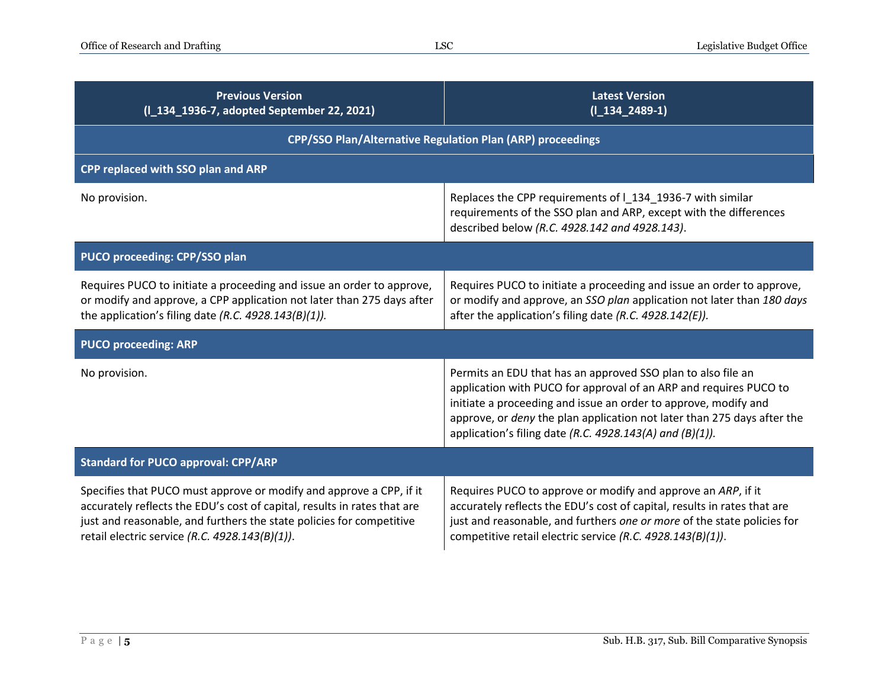| Previous Version (l_134_1936-7, adopted September 22, 2021) | Latest Version (l_134_2489-1) |
|---|---|
| **CPP/SSO Plan/Alternative Regulation Plan (ARP) proceedings** | |
| **CPP replaced with SSO plan and ARP** | |
| No provision. | Replaces the CPP requirements of l_134_1936-7 with similar requirements of the SSO plan and ARP, except with the differences described below *(R.C. 4928.142 and 4928.143)*. |
| **PUCO proceeding: CPP/SSO plan** | |
| Requires PUCO to initiate a proceeding and issue an order to approve, or modify and approve, a CPP application not later than 275 days after the application's filing date *(R.C. 4928.143(B)(1)).* | Requires PUCO to initiate a proceeding and issue an order to approve, or modify and approve, an *SSO plan* application not later than *180 days* after the application's filing date *(R.C. 4928.142(E)).* |
| **PUCO proceeding: ARP** | |
| No provision. | Permits an EDU that has an approved SSO plan to also file an application with PUCO for approval of an ARP and requires PUCO to initiate a proceeding and issue an order to approve, modify and approve, or *deny* the plan application not later than 275 days after the application's filing date *(R.C. 4928.143(A) and (B)(1)).* |
| **Standard for PUCO approval: CPP/ARP** | |
| Specifies that PUCO must approve or modify and approve a CPP, if it accurately reflects the EDU's cost of capital, results in rates that are just and reasonable, and furthers the state policies for competitive retail electric service *(R.C. 4928.143(B)(1))*. | Requires PUCO to approve or modify and approve an *ARP*, if it accurately reflects the EDU's cost of capital, results in rates that are just and reasonable, and furthers *one or more* of the state policies for competitive retail electric service *(R.C. 4928.143(B)(1))*. |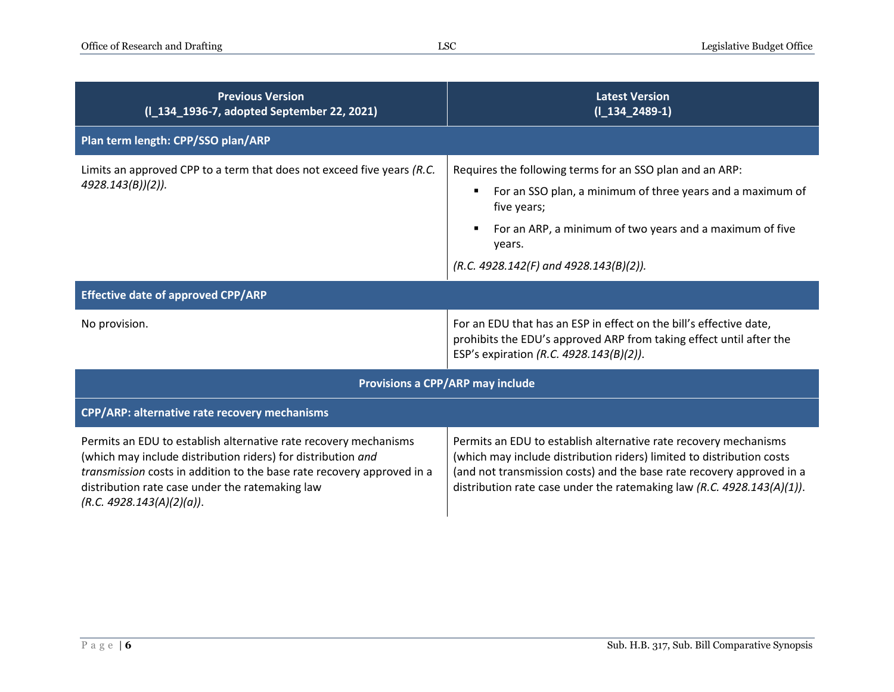| Previous Version (l_134_1936-7, adopted September 22, 2021) | Latest Version (l_134_2489-1) |
|---|---|
| **Plan term length: CPP/SSO plan/ARP** | |
| Limits an approved CPP to a term that does not exceed five years *(R.C. 4928.143(B))(2)).* | Requires the following terms for an SSO plan and an ARP:<br>▪ For an SSO plan, a minimum of three years and a maximum of five years;<br>▪ For an ARP, a minimum of two years and a maximum of five years.<br>*(R.C. 4928.142(F) and 4928.143(B)(2)).* |
| **Effective date of approved CPP/ARP** | |
| No provision. | For an EDU that has an ESP in effect on the bill's effective date, prohibits the EDU's approved ARP from taking effect until after the ESP's expiration *(R.C. 4928.143(B)(2))*. |
| **Provisions a CPP/ARP may include** | |
| **CPP/ARP: alternative rate recovery mechanisms** | |
| Permits an EDU to establish alternative rate recovery mechanisms (which may include distribution riders) for distribution *and transmission* costs in addition to the base rate recovery approved in a distribution rate case under the ratemaking law *(R.C. 4928.143(A)(2)(a))*. | Permits an EDU to establish alternative rate recovery mechanisms (which may include distribution riders) limited to distribution costs (and not transmission costs) and the base rate recovery approved in a distribution rate case under the ratemaking law *(R.C. 4928.143(A)(1))*. |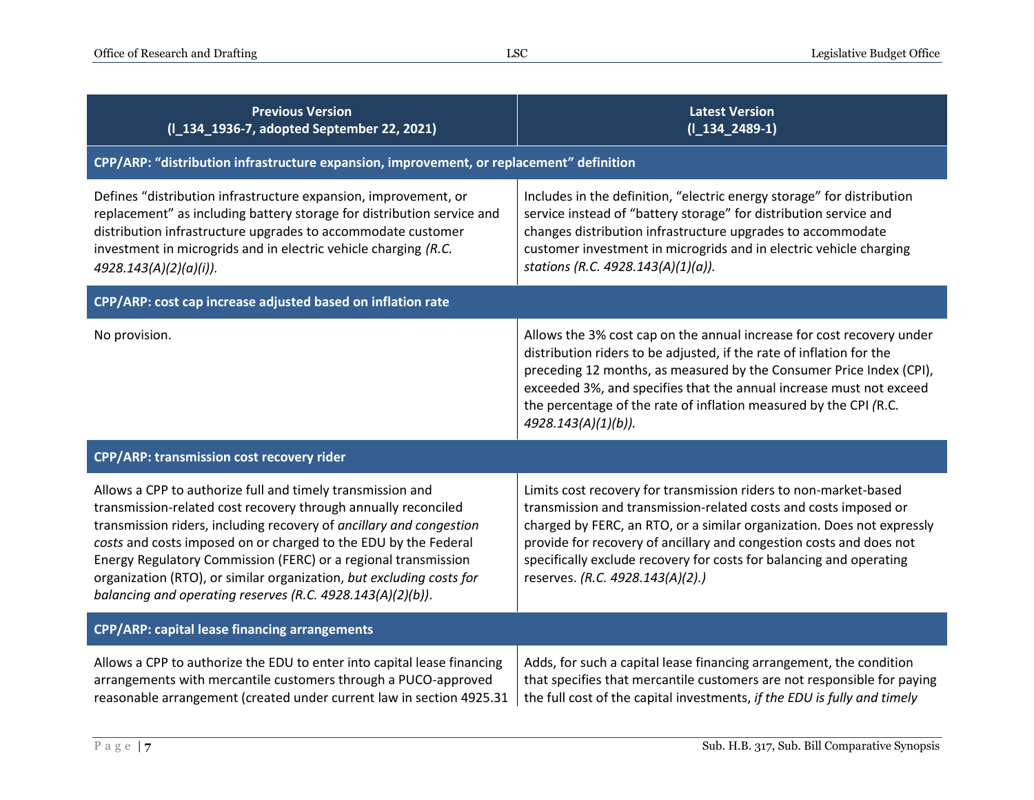| Previous Version (l_134_1936-7, adopted September 22, 2021) | Latest Version (l_134_2489-1) |
|---|---|
| **CPP/ARP: "distribution infrastructure expansion, improvement, or replacement" definition** | |
| Defines "distribution infrastructure expansion, improvement, or replacement" as including battery storage for distribution service and distribution infrastructure upgrades to accommodate customer investment in microgrids and in electric vehicle charging *(R.C. 4928.143(A)(2)(a)(i))*. | Includes in the definition, "electric energy storage" for distribution service instead of "battery storage" for distribution service and changes distribution infrastructure upgrades to accommodate customer investment in microgrids and in electric vehicle charging *stations (R.C. 4928.143(A)(1)(a)).* |
| **CPP/ARP: cost cap increase adjusted based on inflation rate** | |
| No provision. | Allows the 3% cost cap on the annual increase for cost recovery under distribution riders to be adjusted, if the rate of inflation for the preceding 12 months, as measured by the Consumer Price Index (CPI), exceeded 3%, and specifies that the annual increase must not exceed the percentage of the rate of inflation measured by the CPI *(*R.C. *4928.143(A)(1)(b)).* |
| **CPP/ARP: transmission cost recovery rider** | |
| Allows a CPP to authorize full and timely transmission and transmission-related cost recovery through annually reconciled transmission riders, including recovery of *ancillary and congestion costs* and costs imposed on or charged to the EDU by the Federal Energy Regulatory Commission (FERC) or a regional transmission organization (RTO), or similar organization, *but excluding costs for balancing and operating reserves (R.C. 4928.143(A)(2)(b))*. | Limits cost recovery for transmission riders to non-market-based transmission and transmission-related costs and costs imposed or charged by FERC, an RTO, or a similar organization. Does not expressly provide for recovery of ancillary and congestion costs and does not specifically exclude recovery for costs for balancing and operating reserves. *(R.C. 4928.143(A)(2).)* |
| **CPP/ARP: capital lease financing arrangements** | |
| Allows a CPP to authorize the EDU to enter into capital lease financing arrangements with mercantile customers through a PUCO-approved reasonable arrangement (created under current law in section 4925.31 | Adds, for such a capital lease financing arrangement, the condition that specifies that mercantile customers are not responsible for paying the full cost of the capital investments, *if the EDU is fully and timely* |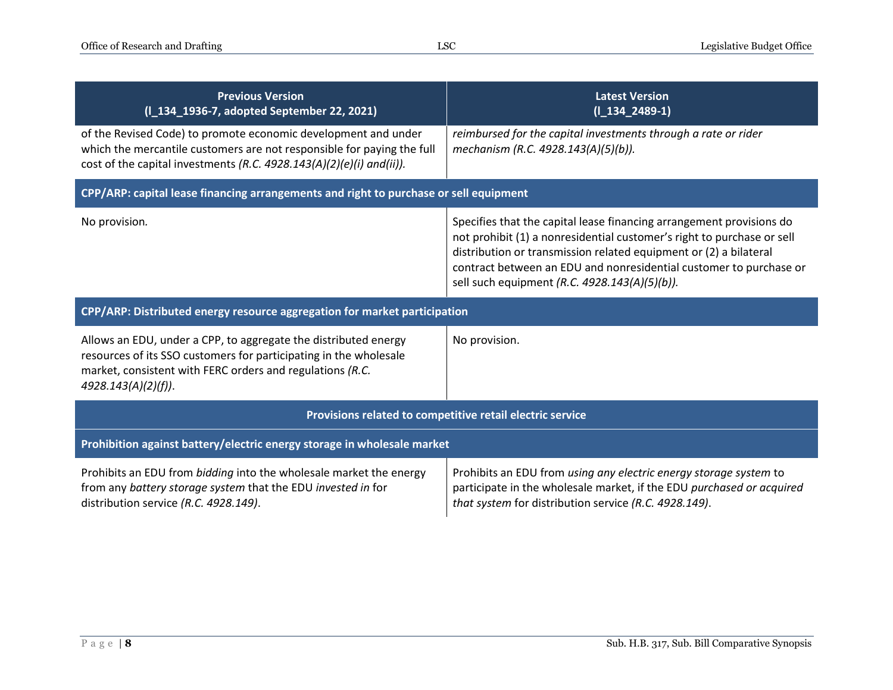| Previous Version (l_134_1936-7, adopted September 22, 2021) | Latest Version (l_134_2489-1) |
|---|---|
| of the Revised Code) to promote economic development and under which the mercantile customers are not responsible for paying the full cost of the capital investments *(R.C. 4928.143(A)(2)(e)(i) and(ii)).* | *reimbursed for the capital investments through a rate or rider mechanism (R.C. 4928.143(A)(5)(b)).* |
| **CPP/ARP: capital lease financing arrangements and right to purchase or sell equipment** | |
| No provision. | Specifies that the capital lease financing arrangement provisions do not prohibit (1) a nonresidential customer's right to purchase or sell distribution or transmission related equipment or (2) a bilateral contract between an EDU and nonresidential customer to purchase or sell such equipment *(R.C. 4928.143(A)(5)(b)).* |
| **CPP/ARP: Distributed energy resource aggregation for market participation** | |
| Allows an EDU, under a CPP, to aggregate the distributed energy resources of its SSO customers for participating in the wholesale market, consistent with FERC orders and regulations *(R.C. 4928.143(A)(2)(f))*. | No provision. |
| **Provisions related to competitive retail electric service** | |
| **Prohibition against battery/electric energy storage in wholesale market** | |
| Prohibits an EDU from *bidding* into the wholesale market the energy from any *battery storage system* that the EDU *invested in* for distribution service *(R.C. 4928.149)*. | Prohibits an EDU from *using any electric energy storage system* to participate in the wholesale market, if the EDU *purchased or acquired that system* for distribution service *(R.C. 4928.149)*. |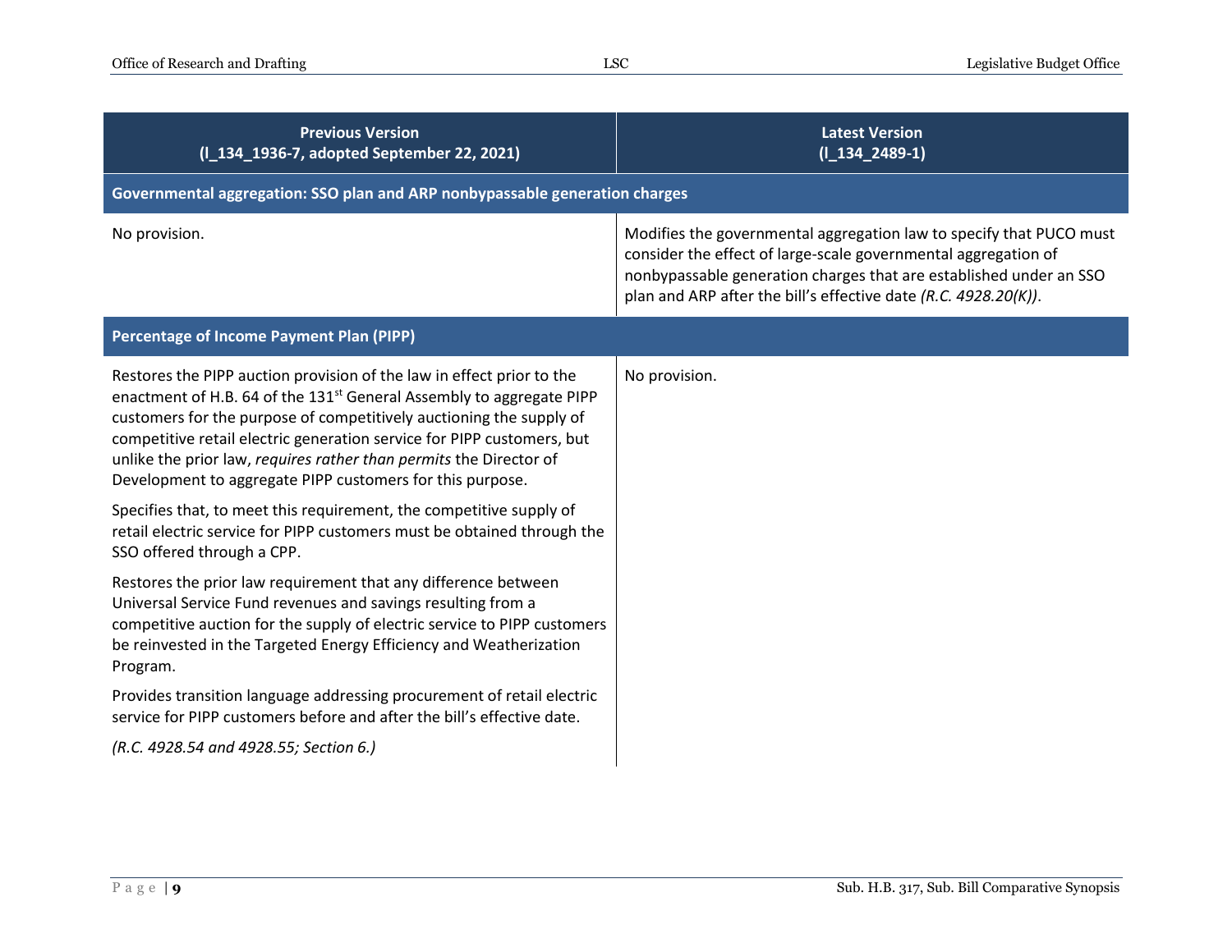| Previous Version (l_134_1936-7, adopted September 22, 2021) | Latest Version (l_134_2489-1) |
|---|---|
| **Governmental aggregation: SSO plan and ARP nonbypassable generation charges** | |
| No provision. | Modifies the governmental aggregation law to specify that PUCO must consider the effect of large-scale governmental aggregation of nonbypassable generation charges that are established under an SSO plan and ARP after the bill's effective date *(R.C. 4928.20(K))*. |
| **Percentage of Income Payment Plan (PIPP)** | |
| Restores the PIPP auction provision of the law in effect prior to the enactment of H.B. 64 of the 131st General Assembly to aggregate PIPP customers for the purpose of competitively auctioning the supply of competitive retail electric generation service for PIPP customers, but unlike the prior law, *requires rather than permits* the Director of Development to aggregate PIPP customers for this purpose.<br><br>Specifies that, to meet this requirement, the competitive supply of retail electric service for PIPP customers must be obtained through the SSO offered through a CPP.<br><br>Restores the prior law requirement that any difference between Universal Service Fund revenues and savings resulting from a competitive auction for the supply of electric service to PIPP customers be reinvested in the Targeted Energy Efficiency and Weatherization Program.<br><br>Provides transition language addressing procurement of retail electric service for PIPP customers before and after the bill's effective date.<br><br>*(R.C. 4928.54 and 4928.55; Section 6.)* | No provision. |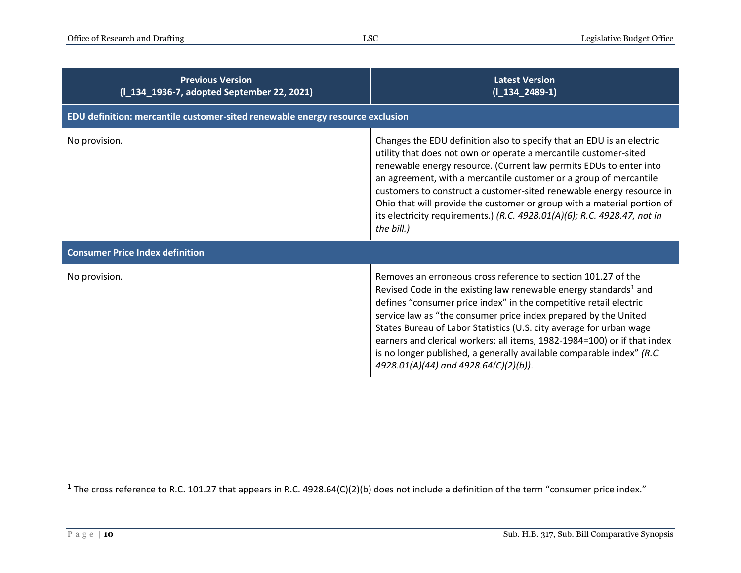| Previous Version (l_134_1936-7, adopted September 22, 2021) | Latest Version (l_134_2489-1) |
|---|---|
| **EDU definition: mercantile customer-sited renewable energy resource exclusion** | |
| No provision. | Changes the EDU definition also to specify that an EDU is an electric utility that does not own or operate a mercantile customer-sited renewable energy resource. (Current law permits EDUs to enter into an agreement, with a mercantile customer or a group of mercantile customers to construct a customer-sited renewable energy resource in Ohio that will provide the customer or group with a material portion of its electricity requirements.) *(R.C. 4928.01(A)(6); R.C. 4928.47, not in the bill.)* |
| **Consumer Price Index definition** | |
| No provision. | Removes an erroneous cross reference to section 101.27 of the Revised Code in the existing law renewable energy standards[1] and defines "consumer price index" in the competitive retail electric service law as "the consumer price index prepared by the United States Bureau of Labor Statistics (U.S. city average for urban wage earners and clerical workers: all items, 1982-1984=100) or if that index is no longer published, a generally available comparable index" *(R.C. 4928.01(A)(44) and 4928.64(C)(2)(b))*. |

[1] The cross reference to R.C. 101.27 that appears in R.C. 4928.64(C)(2)(b) does not include a definition of the term "consumer price index."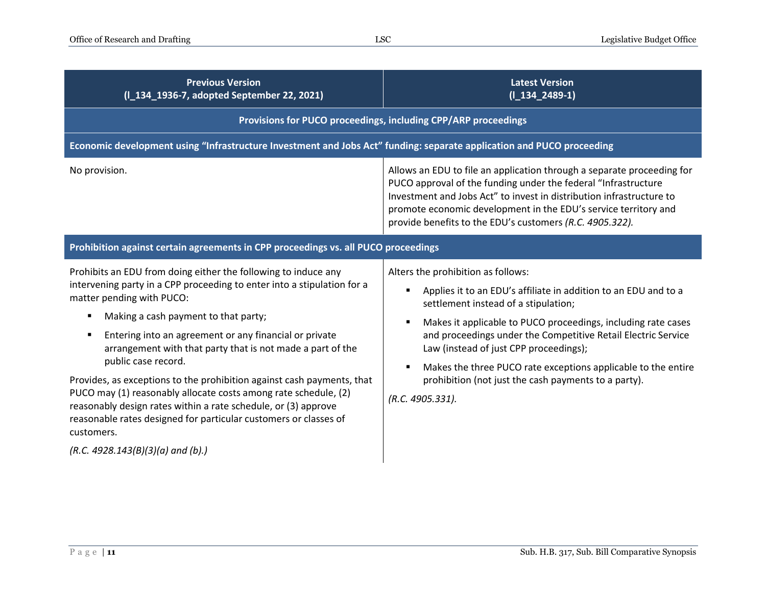| Previous Version (l_134_1936-7, adopted September 22, 2021) | Latest Version (l_134_2489-1) |
|---|---|
| **Provisions for PUCO proceedings, including CPP/ARP proceedings** | |
| **Economic development using "Infrastructure Investment and Jobs Act" funding: separate application and PUCO proceeding** | |
| No provision. | Allows an EDU to file an application through a separate proceeding for PUCO approval of the funding under the federal "Infrastructure Investment and Jobs Act" to invest in distribution infrastructure to promote economic development in the EDU's service territory and provide benefits to the EDU's customers *(R.C. 4905.322).* |
| **Prohibition against certain agreements in CPP proceedings vs. all PUCO proceedings** | |
| Prohibits an EDU from doing either the following to induce any intervening party in a CPP proceeding to enter into a stipulation for a matter pending with PUCO:<br>▪ Making a cash payment to that party;<br>▪ Entering into an agreement or any financial or private arrangement with that party that is not made a part of the public case record.<br>Provides, as exceptions to the prohibition against cash payments, that PUCO may (1) reasonably allocate costs among rate schedule, (2) reasonably design rates within a rate schedule, or (3) approve reasonable rates designed for particular customers or classes of customers.<br>*(R.C. 4928.143(B)(3)(a) and (b).)* | Alters the prohibition as follows:<br>▪ Applies it to an EDU's affiliate in addition to an EDU and to a settlement instead of a stipulation;<br>▪ Makes it applicable to PUCO proceedings, including rate cases and proceedings under the Competitive Retail Electric Service Law (instead of just CPP proceedings);<br>▪ Makes the three PUCO rate exceptions applicable to the entire prohibition (not just the cash payments to a party).<br>*(R.C. 4905.331).* |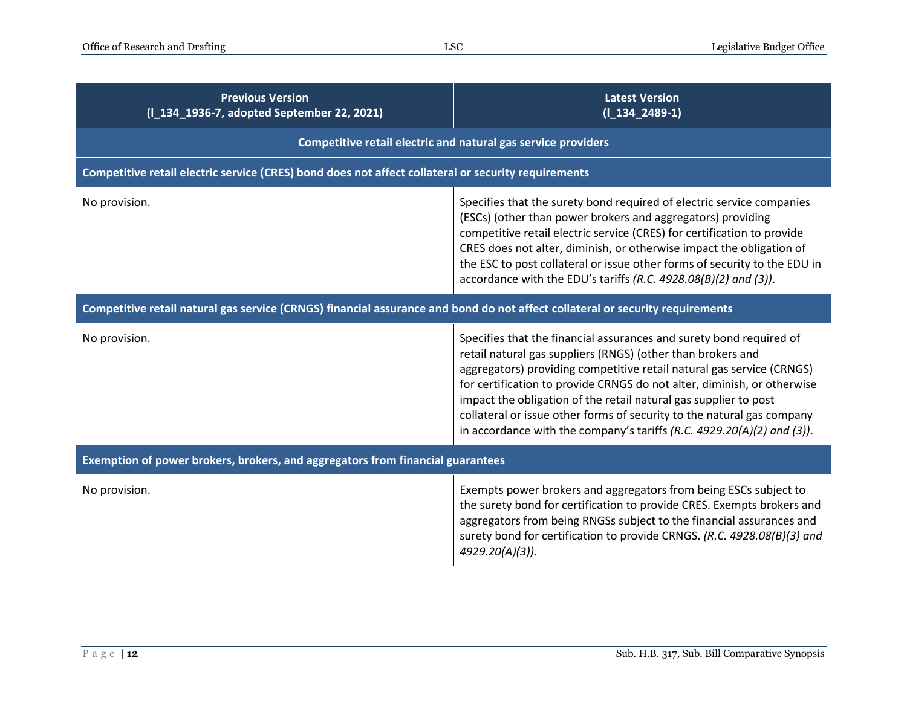| Previous Version (l_134_1936-7, adopted September 22, 2021) | Latest Version (l_134_2489-1) |
| --- | --- |
| **Competitive retail electric and natural gas service providers** | |
| **Competitive retail electric service (CRES) bond does not affect collateral or security requirements** | |
| No provision. | Specifies that the surety bond required of electric service companies (ESCs) (other than power brokers and aggregators) providing competitive retail electric service (CRES) for certification to provide CRES does not alter, diminish, or otherwise impact the obligation of the ESC to post collateral or issue other forms of security to the EDU in accordance with the EDU's tariffs *(R.C. 4928.08(B)(2) and (3))*. |
| **Competitive retail natural gas service (CRNGS) financial assurance and bond do not affect collateral or security requirements** | |
| No provision. | Specifies that the financial assurances and surety bond required of retail natural gas suppliers (RNGS) (other than brokers and aggregators) providing competitive retail natural gas service (CRNGS) for certification to provide CRNGS do not alter, diminish, or otherwise impact the obligation of the retail natural gas supplier to post collateral or issue other forms of security to the natural gas company in accordance with the company's tariffs *(R.C. 4929.20(A)(2) and (3))*. |
| **Exemption of power brokers, brokers, and aggregators from financial guarantees** | |
| No provision. | Exempts power brokers and aggregators from being ESCs subject to the surety bond for certification to provide CRES. Exempts brokers and aggregators from being RNGSs subject to the financial assurances and surety bond for certification to provide CRNGS. *(R.C. 4928.08(B)(3) and 4929.20(A)(3)).* |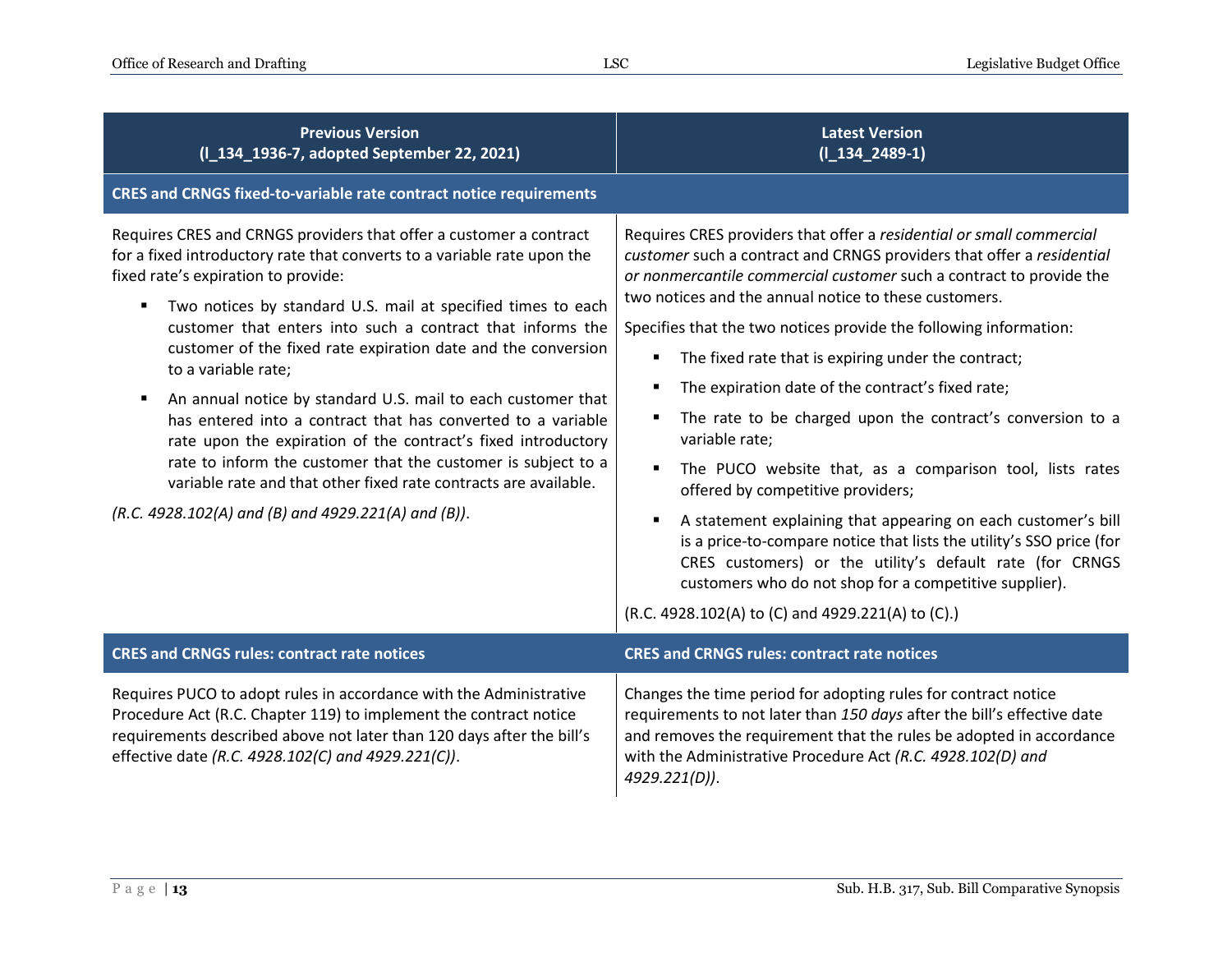| Previous Version (I_134_1936-7, adopted September 22, 2021) | Latest Version (I_134_2489-1) |
|---|---|
| **CRES and CRNGS fixed-to-variable rate contract notice requirements** | |
| Requires CRES and CRNGS providers that offer a customer a contract for a fixed introductory rate that converts to a variable rate upon the fixed rate's expiration to provide:<br>▪ Two notices by standard U.S. mail at specified times to each customer that enters into such a contract that informs the customer of the fixed rate expiration date and the conversion to a variable rate;<br>▪ An annual notice by standard U.S. mail to each customer that has entered into a contract that has converted to a variable rate upon the expiration of the contract's fixed introductory rate to inform the customer that the customer is subject to a variable rate and that other fixed rate contracts are available.<br>*(R.C. 4928.102(A) and (B) and 4929.221(A) and (B))*. | Requires CRES providers that offer a *residential or small commercial customer* such a contract and CRNGS providers that offer a *residential or nonmercantile commercial customer* such a contract to provide the two notices and the annual notice to these customers.<br>Specifies that the two notices provide the following information:<br>▪ The fixed rate that is expiring under the contract;<br>▪ The expiration date of the contract's fixed rate;<br>▪ The rate to be charged upon the contract's conversion to a variable rate;<br>▪ The PUCO website that, as a comparison tool, lists rates offered by competitive providers;<br>▪ A statement explaining that appearing on each customer's bill is a price-to-compare notice that lists the utility's SSO price (for CRES customers) or the utility's default rate (for CRNGS customers who do not shop for a competitive supplier).<br>(R.C. 4928.102(A) to (C) and 4929.221(A) to (C).) |
| **CRES and CRNGS rules: contract rate notices** | **CRES and CRNGS rules: contract rate notices** |
| Requires PUCO to adopt rules in accordance with the Administrative Procedure Act (R.C. Chapter 119) to implement the contract notice requirements described above not later than 120 days after the bill's effective date *(R.C. 4928.102(C) and 4929.221(C))*. | Changes the time period for adopting rules for contract notice requirements to not later than *150 days* after the bill's effective date and removes the requirement that the rules be adopted in accordance with the Administrative Procedure Act *(R.C. 4928.102(D) and 4929.221(D))*. |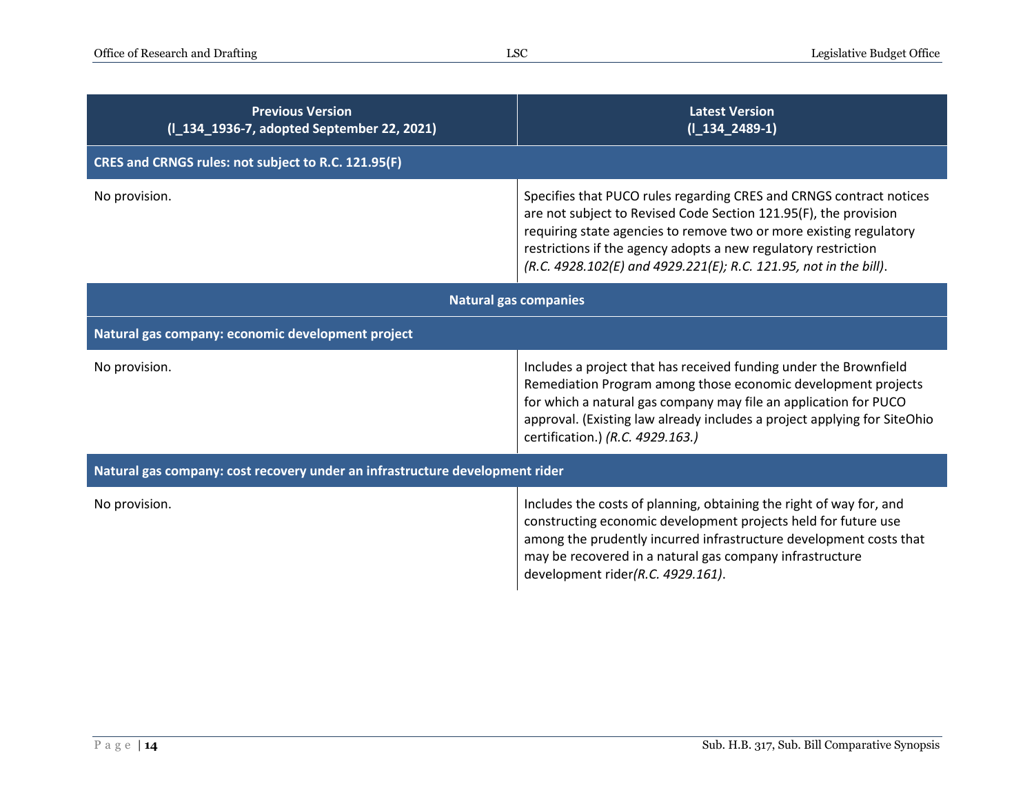| Previous Version (l_134_1936-7, adopted September 22, 2021) | Latest Version (l_134_2489-1) |
| --- | --- |
| **CRES and CRNGS rules: not subject to R.C. 121.95(F)** | |
| No provision. | Specifies that PUCO rules regarding CRES and CRNGS contract notices are not subject to Revised Code Section 121.95(F), the provision requiring state agencies to remove two or more existing regulatory restrictions if the agency adopts a new regulatory restriction *(R.C. 4928.102(E) and 4929.221(E); R.C. 121.95, not in the bill)*. |
| **Natural gas companies** | |
| **Natural gas company: economic development project** | |
| No provision. | Includes a project that has received funding under the Brownfield Remediation Program among those economic development projects for which a natural gas company may file an application for PUCO approval. (Existing law already includes a project applying for SiteOhio certification.) *(R.C. 4929.163.)* |
| **Natural gas company: cost recovery under an infrastructure development rider** | |
| No provision. | Includes the costs of planning, obtaining the right of way for, and constructing economic development projects held for future use among the prudently incurred infrastructure development costs that may be recovered in a natural gas company infrastructure development rider*(R.C. 4929.161)*. |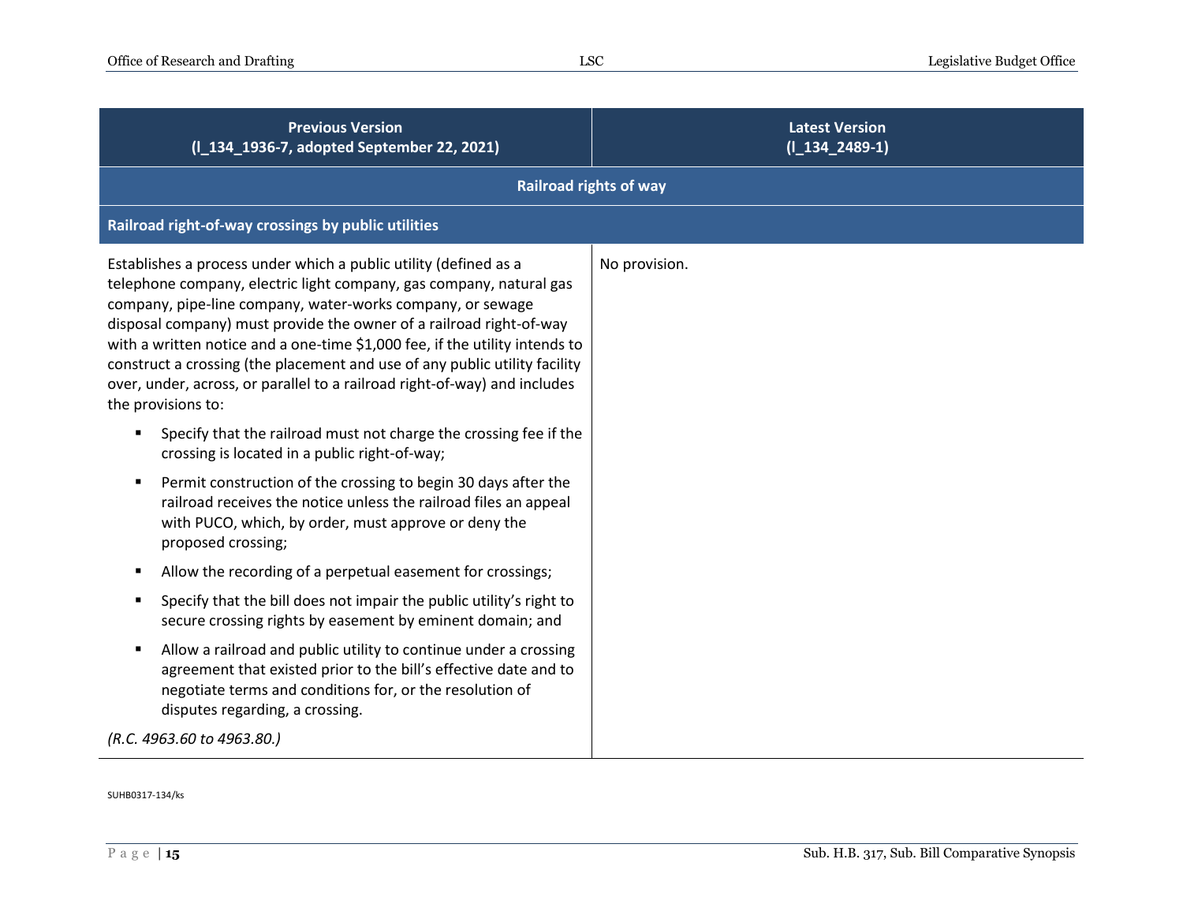| Previous Version (l_134_1936-7, adopted September 22, 2021) | Latest Version (l_134_2489-1) |
|---|---|
| **Railroad rights of way** | |
| **Railroad right-of-way crossings by public utilities** | |
| Establishes a process under which a public utility (defined as a telephone company, electric light company, gas company, natural gas company, pipe-line company, water-works company, or sewage disposal company) must provide the owner of a railroad right-of-way with a written notice and a one-time $1,000 fee, if the utility intends to construct a crossing (the placement and use of any public utility facility over, under, across, or parallel to a railroad right-of-way) and includes the provisions to:<br>▪ Specify that the railroad must not charge the crossing fee if the crossing is located in a public right-of-way;<br>▪ Permit construction of the crossing to begin 30 days after the railroad receives the notice unless the railroad files an appeal with PUCO, which, by order, must approve or deny the proposed crossing;<br>▪ Allow the recording of a perpetual easement for crossings;<br>▪ Specify that the bill does not impair the public utility's right to secure crossing rights by easement by eminent domain; and<br>▪ Allow a railroad and public utility to continue under a crossing agreement that existed prior to the bill's effective date and to negotiate terms and conditions for, or the resolution of disputes regarding, a crossing.<br>*(R.C. 4963.60 to 4963.80.)* | No provision. |

SUHB0317-134/ks